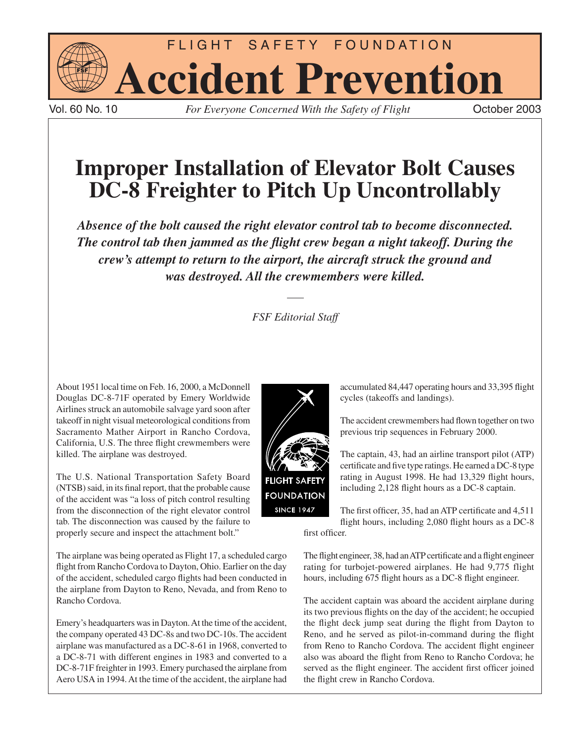# FLIGHT SAFETY FOUNDATION

# Accident Prevention

Vol. 60 No. 10 — *For Everyone Concerned With the Safety of Flight* — October 2003

## Improper Installation of Elevator Bolt Causes DC-8 Freighter to Pitch Up Uncontrollably

***Absence of the bolt caused the right elevator control tab to become disconnected. The control tab then jammed as the flight crew began a night takeoff. During the crew's attempt to return to the airport, the aircraft struck the ground and was destroyed. All the crewmembers were killed.***

*FSF Editorial Staff*

About 1951 local time on Feb. 16, 2000, a McDonnell Douglas DC-8-71F operated by Emery Worldwide Airlines struck an automobile salvage yard soon after takeoff in night visual meteorological conditions from Sacramento Mather Airport in Rancho Cordova, California, U.S. The three flight crewmembers were killed. The airplane was destroyed.

The U.S. National Transportation Safety Board (NTSB) said, in its final report, that the probable cause of the accident was "a loss of pitch control resulting from the disconnection of the right elevator control tab. The disconnection was caused by the failure to properly secure and inspect the attachment bolt."

The airplane was being operated as Flight 17, a scheduled cargo flight from Rancho Cordova to Dayton, Ohio. Earlier on the day of the accident, scheduled cargo flights had been conducted in the airplane from Dayton to Reno, Nevada, and from Reno to Rancho Cordova.

Emery's headquarters was in Dayton. At the time of the accident, the company operated 43 DC-8s and two DC-10s. The accident airplane was manufactured as a DC-8-61 in 1968, converted to a DC-8-71 with different engines in 1983 and converted to a DC-8-71F freighter in 1993. Emery purchased the airplane from Aero USA in 1994. At the time of the accident, the airplane had accumulated 84,447 operating hours and 33,395 flight cycles (takeoffs and landings).

The accident crewmembers had flown together on two previous trip sequences in February 2000.

The captain, 43, had an airline transport pilot (ATP) certificate and five type ratings. He earned a DC-8 type rating in August 1998. He had 13,329 flight hours, including 2,128 flight hours as a DC-8 captain.

The first officer, 35, had an ATP certificate and 4,511 flight hours, including 2,080 flight hours as a DC-8 first officer.

The flight engineer, 38, had an ATP certificate and a flight engineer rating for turbojet-powered airplanes. He had 9,775 flight hours, including 675 flight hours as a DC-8 flight engineer.

The accident captain was aboard the accident airplane during its two previous flights on the day of the accident; he occupied the flight deck jump seat during the flight from Dayton to Reno, and he served as pilot-in-command during the flight from Reno to Rancho Cordova. The accident flight engineer also was aboard the flight from Reno to Rancho Cordova; he served as the flight engineer. The accident first officer joined the flight crew in Rancho Cordova.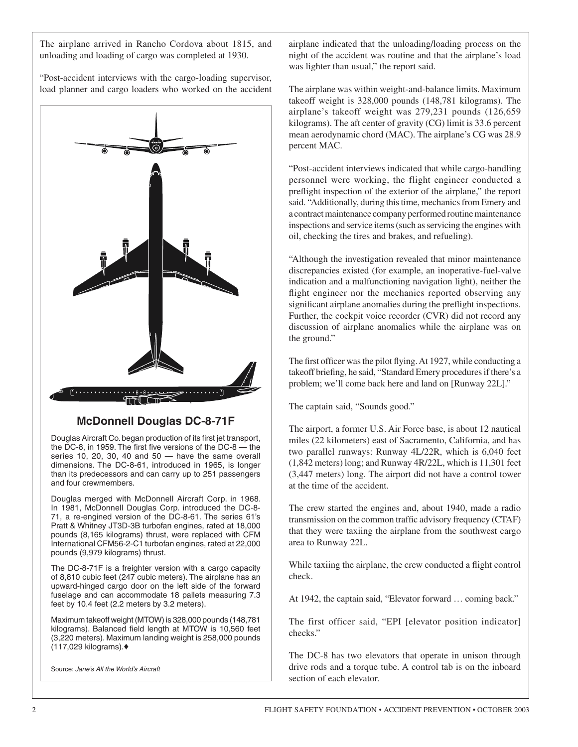The airplane arrived in Rancho Cordova about 1815, and unloading and loading of cargo was completed at 1930.

"Post-accident interviews with the cargo-loading supervisor, load planner and cargo loaders who worked on the accident airplane indicated that the unloading/loading process on the night of the accident was routine and that the airplane's load was lighter than usual," the report said.

The airplane was within weight-and-balance limits. Maximum takeoff weight is 328,000 pounds (148,781 kilograms). The airplane's takeoff weight was 279,231 pounds (126,659 kilograms). The aft center of gravity (CG) limit is 33.6 percent mean aerodynamic chord (MAC). The airplane's CG was 28.9 percent MAC.

"Post-accident interviews indicated that while cargo-handling personnel were working, the flight engineer conducted a preflight inspection of the exterior of the airplane," the report said. "Additionally, during this time, mechanics from Emery and a contract maintenance company performed routine maintenance inspections and service items (such as servicing the engines with oil, checking the tires and brakes, and refueling).

"Although the investigation revealed that minor maintenance discrepancies existed (for example, an inoperative-fuel-valve indication and a malfunctioning navigation light), neither the flight engineer nor the mechanics reported observing any significant airplane anomalies during the preflight inspections. Further, the cockpit voice recorder (CVR) did not record any discussion of airplane anomalies while the airplane was on the ground."

The first officer was the pilot flying. At 1927, while conducting a takeoff briefing, he said, "Standard Emery procedures if there's a problem; we'll come back here and land on [Runway 22L]."

The captain said, "Sounds good."

The airport, a former U.S. Air Force base, is about 12 nautical miles (22 kilometers) east of Sacramento, California, and has two parallel runways: Runway 4L/22R, which is 6,040 feet (1,842 meters) long; and Runway 4R/22L, which is 11,301 feet (3,447 meters) long. The airport did not have a control tower at the time of the accident.

The crew started the engines and, about 1940, made a radio transmission on the common traffic advisory frequency (CTAF) that they were taxiing the airplane from the southwest cargo area to Runway 22L.

While taxiing the airplane, the crew conducted a flight control check.

At 1942, the captain said, "Elevator forward … coming back."

The first officer said, "EPI [elevator position indicator] checks."

The DC-8 has two elevators that operate in unison through drive rods and a torque tube. A control tab is on the inboard section of each elevator.

---

### McDonnell Douglas DC-8-71F

Douglas Aircraft Co. began production of its first jet transport, the DC-8, in 1959. The first five versions of the DC-8 — the series 10, 20, 30, 40 and 50 — have the same overall dimensions. The DC-8-61, introduced in 1965, is longer than its predecessors and can carry up to 251 passengers and four crewmembers.

Douglas merged with McDonnell Aircraft Corp. in 1968. In 1981, McDonnell Douglas Corp. introduced the DC-8-71, a re-engined version of the DC-8-61. The series 61's Pratt & Whitney JT3D-3B turbofan engines, rated at 18,000 pounds (8,165 kilograms) thrust, were replaced with CFM International CFM56-2-C1 turbofan engines, rated at 22,000 pounds (9,979 kilograms) thrust.

The DC-8-71F is a freighter version with a cargo capacity of 8,810 cubic feet (247 cubic meters). The airplane has an upward-hinged cargo door on the left side of the forward fuselage and can accommodate 18 pallets measuring 7.3 feet by 10.4 feet (2.2 meters by 3.2 meters).

Maximum takeoff weight (MTOW) is 328,000 pounds (148,781 kilograms). Balanced field length at MTOW is 10,560 feet (3,220 meters). Maximum landing weight is 258,000 pounds (117,029 kilograms).♦

Source: *Jane's All the World's Aircraft*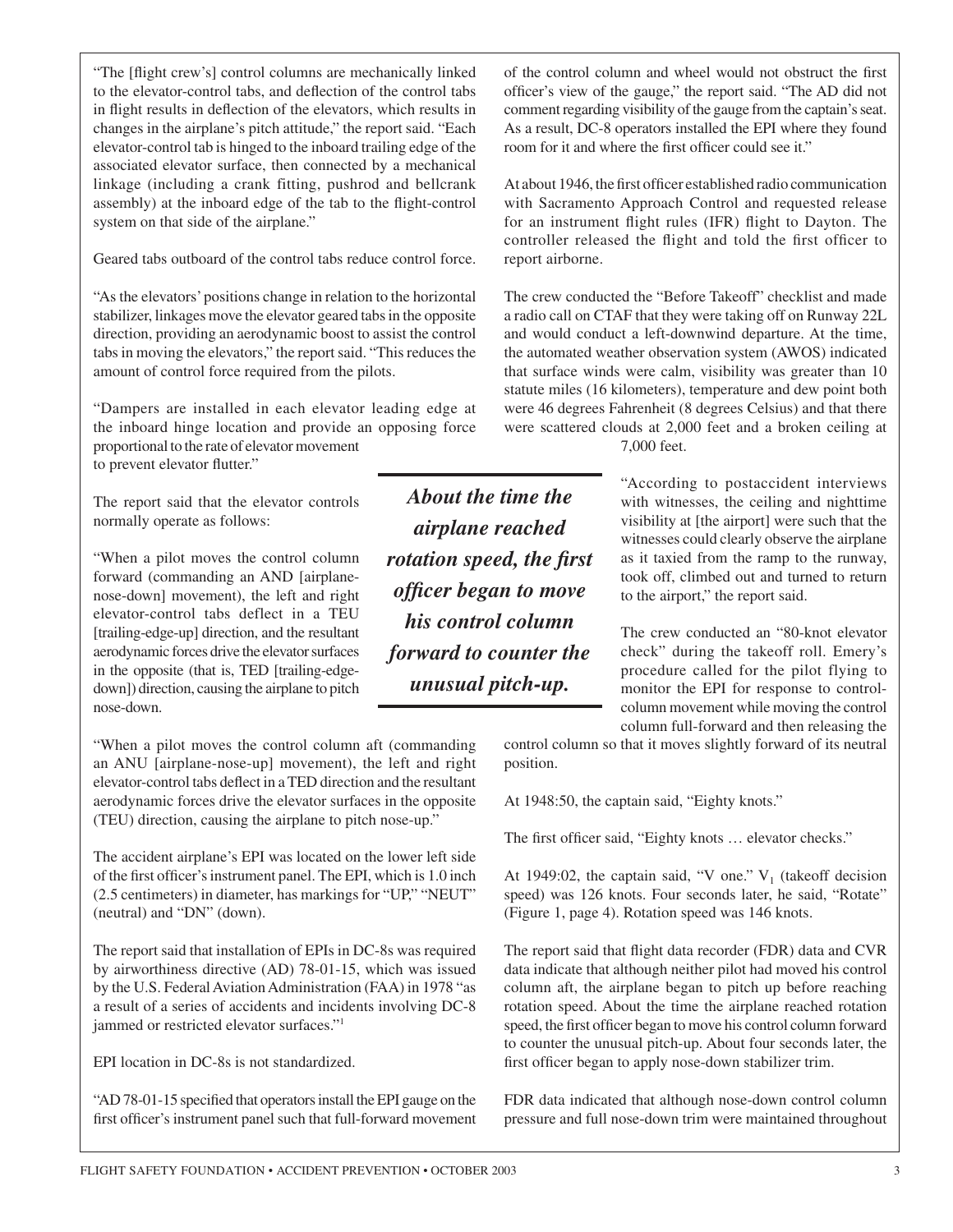"The [flight crew's] control columns are mechanically linked to the elevator-control tabs, and deflection of the control tabs in flight results in deflection of the elevators, which results in changes in the airplane's pitch attitude," the report said. "Each elevator-control tab is hinged to the inboard trailing edge of the associated elevator surface, then connected by a mechanical linkage (including a crank fitting, pushrod and bellcrank assembly) at the inboard edge of the tab to the flight-control system on that side of the airplane."

Geared tabs outboard of the control tabs reduce control force.

"As the elevators' positions change in relation to the horizontal stabilizer, linkages move the elevator geared tabs in the opposite direction, providing an aerodynamic boost to assist the control tabs in moving the elevators," the report said. "This reduces the amount of control force required from the pilots.

"Dampers are installed in each elevator leading edge at the inboard hinge location and provide an opposing force proportional to the rate of elevator movement to prevent elevator flutter."

The report said that the elevator controls normally operate as follows:

"When a pilot moves the control column forward (commanding an AND [airplane-nose-down] movement), the left and right elevator-control tabs deflect in a TEU [trailing-edge-up] direction, and the resultant aerodynamic forces drive the elevator surfaces in the opposite (that is, TED [trailing-edge-down]) direction, causing the airplane to pitch nose-down.

"When a pilot moves the control column aft (commanding an ANU [airplane-nose-up] movement), the left and right elevator-control tabs deflect in a TED direction and the resultant aerodynamic forces drive the elevator surfaces in the opposite (TEU) direction, causing the airplane to pitch nose-up."

The accident airplane's EPI was located on the lower left side of the first officer's instrument panel. The EPI, which is 1.0 inch (2.5 centimeters) in diameter, has markings for "UP," "NEUT" (neutral) and "DN" (down).

The report said that installation of EPIs in DC-8s was required by airworthiness directive (AD) 78-01-15, which was issued by the U.S. Federal Aviation Administration (FAA) in 1978 "as a result of a series of accidents and incidents involving DC-8 jammed or restricted elevator surfaces."[1]

EPI location in DC-8s is not standardized.

"AD 78-01-15 specified that operators install the EPI gauge on the first officer's instrument panel such that full-forward movement of the control column and wheel would not obstruct the first officer's view of the gauge," the report said. "The AD did not comment regarding visibility of the gauge from the captain's seat. As a result, DC-8 operators installed the EPI where they found room for it and where the first officer could see it."

At about 1946, the first officer established radio communication with Sacramento Approach Control and requested release for an instrument flight rules (IFR) flight to Dayton. The controller released the flight and told the first officer to report airborne.

The crew conducted the "Before Takeoff" checklist and made a radio call on CTAF that they were taking off on Runway 22L and would conduct a left-downwind departure. At the time, the automated weather observation system (AWOS) indicated that surface winds were calm, visibility was greater than 10 statute miles (16 kilometers), temperature and dew point both were 46 degrees Fahrenheit (8 degrees Celsius) and that there were scattered clouds at 2,000 feet and a broken ceiling at 7,000 feet.

***About the time the airplane reached rotation speed, the first officer began to move his control column forward to counter the unusual pitch-up.***

"According to postaccident interviews with witnesses, the ceiling and nighttime visibility at [the airport] were such that the witnesses could clearly observe the airplane as it taxied from the ramp to the runway, took off, climbed out and turned to return to the airport," the report said.

The crew conducted an "80-knot elevator check" during the takeoff roll. Emery's procedure called for the pilot flying to monitor the EPI for response to control-column movement while moving the control column full-forward and then releasing the control column so that it moves slightly forward of its neutral position.

At 1948:50, the captain said, "Eighty knots."

The first officer said, "Eighty knots … elevator checks."

At 1949:02, the captain said, "V one." $V_1$ (takeoff decision speed) was 126 knots. Four seconds later, he said, "Rotate" (Figure 1, page 4). Rotation speed was 146 knots.

The report said that flight data recorder (FDR) data and CVR data indicate that although neither pilot had moved his control column aft, the airplane began to pitch up before reaching rotation speed. About the time the airplane reached rotation speed, the first officer began to move his control column forward to counter the unusual pitch-up. About four seconds later, the first officer began to apply nose-down stabilizer trim.

FDR data indicated that although nose-down control column pressure and full nose-down trim were maintained throughout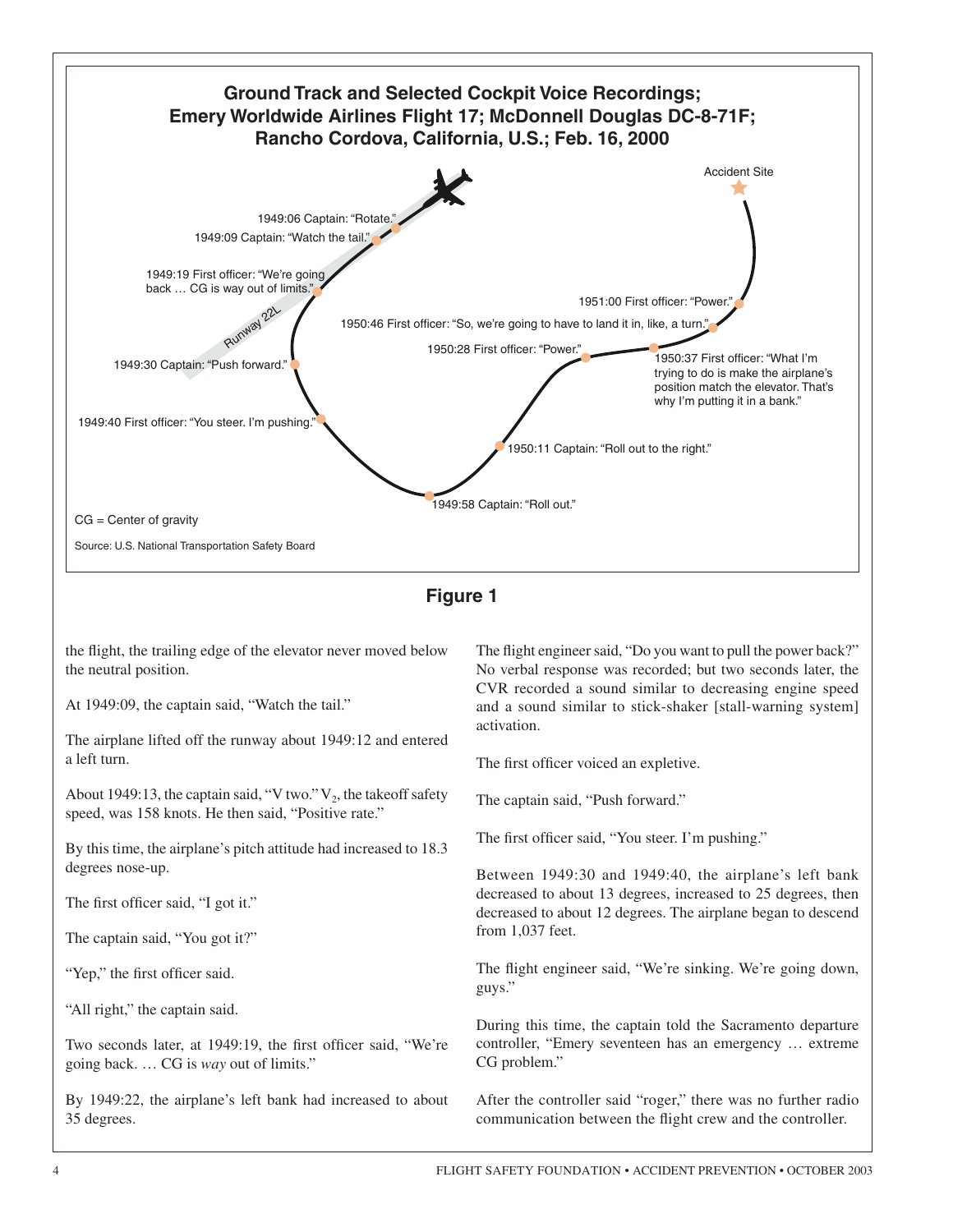**Ground Track and Selected Cockpit Voice Recordings; Emery Worldwide Airlines Flight 17; McDonnell Douglas DC-8-71F; Rancho Cordova, California, U.S.; Feb. 16, 2000**

Accident Site

Runway 22L

1949:06 Captain: "Rotate."

1949:09 Captain: "Watch the tail."

1949:19 First officer: "We're going back … CG is way out of limits."

1949:30 Captain: "Push forward."

1949:40 First officer: "You steer. I'm pushing."

1949:58 Captain: "Roll out."

1950:11 Captain: "Roll out to the right."

1950:28 First officer: "Power."

1950:37 First officer: "What I'm trying to do is make the airplane's position match the elevator. That's why I'm putting it in a bank."

1950:46 First officer: "So, we're going to have to land it in, like, a turn."

1951:00 First officer: "Power."

CG = Center of gravity

Source: U.S. National Transportation Safety Board

**Figure 1**

the flight, the trailing edge of the elevator never moved below the neutral position.

At 1949:09, the captain said, "Watch the tail."

The airplane lifted off the runway about 1949:12 and entered a left turn.

About 1949:13, the captain said, "V two." $V_2$, the takeoff safety speed, was 158 knots. He then said, "Positive rate."

By this time, the airplane's pitch attitude had increased to 18.3 degrees nose-up.

The first officer said, "I got it."

The captain said, "You got it?"

"Yep," the first officer said.

"All right," the captain said.

Two seconds later, at 1949:19, the first officer said, "We're going back. … CG is *way* out of limits."

By 1949:22, the airplane's left bank had increased to about 35 degrees.

The flight engineer said, "Do you want to pull the power back?" No verbal response was recorded; but two seconds later, the CVR recorded a sound similar to decreasing engine speed and a sound similar to stick-shaker [stall-warning system] activation.

The first officer voiced an expletive.

The captain said, "Push forward."

The first officer said, "You steer. I'm pushing."

Between 1949:30 and 1949:40, the airplane's left bank decreased to about 13 degrees, increased to 25 degrees, then decreased to about 12 degrees. The airplane began to descend from 1,037 feet.

The flight engineer said, "We're sinking. We're going down, guys."

During this time, the captain told the Sacramento departure controller, "Emery seventeen has an emergency … extreme CG problem."

After the controller said "roger," there was no further radio communication between the flight crew and the controller.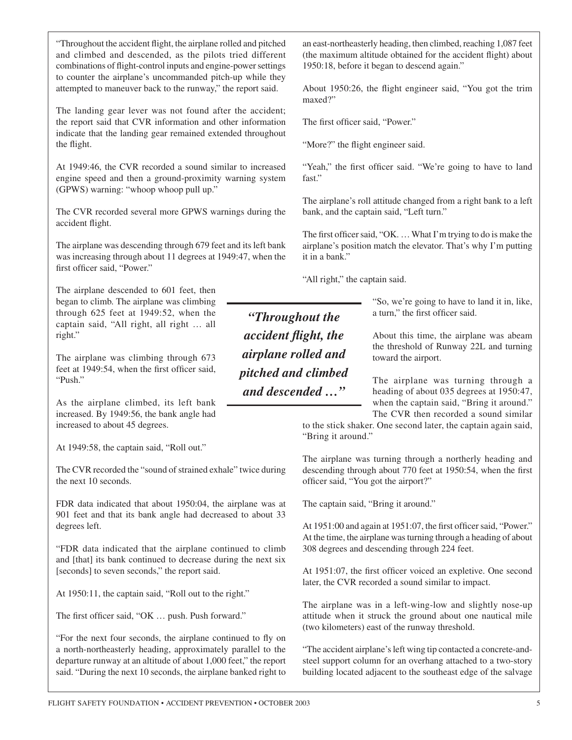"Throughout the accident flight, the airplane rolled and pitched and climbed and descended, as the pilots tried different combinations of flight-control inputs and engine-power settings to counter the airplane's uncommanded pitch-up while they attempted to maneuver back to the runway," the report said.

The landing gear lever was not found after the accident; the report said that CVR information and other information indicate that the landing gear remained extended throughout the flight.

At 1949:46, the CVR recorded a sound similar to increased engine speed and then a ground-proximity warning system (GPWS) warning: "whoop whoop pull up."

The CVR recorded several more GPWS warnings during the accident flight.

The airplane was descending through 679 feet and its left bank was increasing through about 11 degrees at 1949:47, when the first officer said, "Power."

The airplane descended to 601 feet, then began to climb. The airplane was climbing through 625 feet at 1949:52, when the captain said, "All right, all right … all right."

The airplane was climbing through 673 feet at 1949:54, when the first officer said, "Push."

As the airplane climbed, its left bank increased. By 1949:56, the bank angle had increased to about 45 degrees.

At 1949:58, the captain said, "Roll out."

The CVR recorded the "sound of strained exhale" twice during the next 10 seconds.

FDR data indicated that about 1950:04, the airplane was at 901 feet and that its bank angle had decreased to about 33 degrees left.

"FDR data indicated that the airplane continued to climb and [that] its bank continued to decrease during the next six [seconds] to seven seconds," the report said.

At 1950:11, the captain said, "Roll out to the right."

The first officer said, "OK … push. Push forward."

"For the next four seconds, the airplane continued to fly on a north-northeasterly heading, approximately parallel to the departure runway at an altitude of about 1,000 feet," the report said. "During the next 10 seconds, the airplane banked right to an east-northeasterly heading, then climbed, reaching 1,087 feet (the maximum altitude obtained for the accident flight) about 1950:18, before it began to descend again."

About 1950:26, the flight engineer said, "You got the trim maxed?"

The first officer said, "Power."

"More?" the flight engineer said.

"Yeah," the first officer said. "We're going to have to land fast."

The airplane's roll attitude changed from a right bank to a left bank, and the captain said, "Left turn."

The first officer said, "OK. … What I'm trying to do is make the airplane's position match the elevator. That's why I'm putting it in a bank."

"All right," the captain said.

*"Throughout the accident flight, the airplane rolled and pitched and climbed and descended …"*

"So, we're going to have to land it in, like, a turn," the first officer said.

About this time, the airplane was abeam the threshold of Runway 22L and turning toward the airport.

The airplane was turning through a heading of about 035 degrees at 1950:47, when the captain said, "Bring it around." The CVR then recorded a sound similar to the stick shaker. One second later, the captain again said, "Bring it around."

The airplane was turning through a northerly heading and descending through about 770 feet at 1950:54, when the first officer said, "You got the airport?"

The captain said, "Bring it around."

At 1951:00 and again at 1951:07, the first officer said, "Power." At the time, the airplane was turning through a heading of about 308 degrees and descending through 224 feet.

At 1951:07, the first officer voiced an expletive. One second later, the CVR recorded a sound similar to impact.

The airplane was in a left-wing-low and slightly nose-up attitude when it struck the ground about one nautical mile (two kilometers) east of the runway threshold.

"The accident airplane's left wing tip contacted a concrete-and-steel support column for an overhang attached to a two-story building located adjacent to the southeast edge of the salvage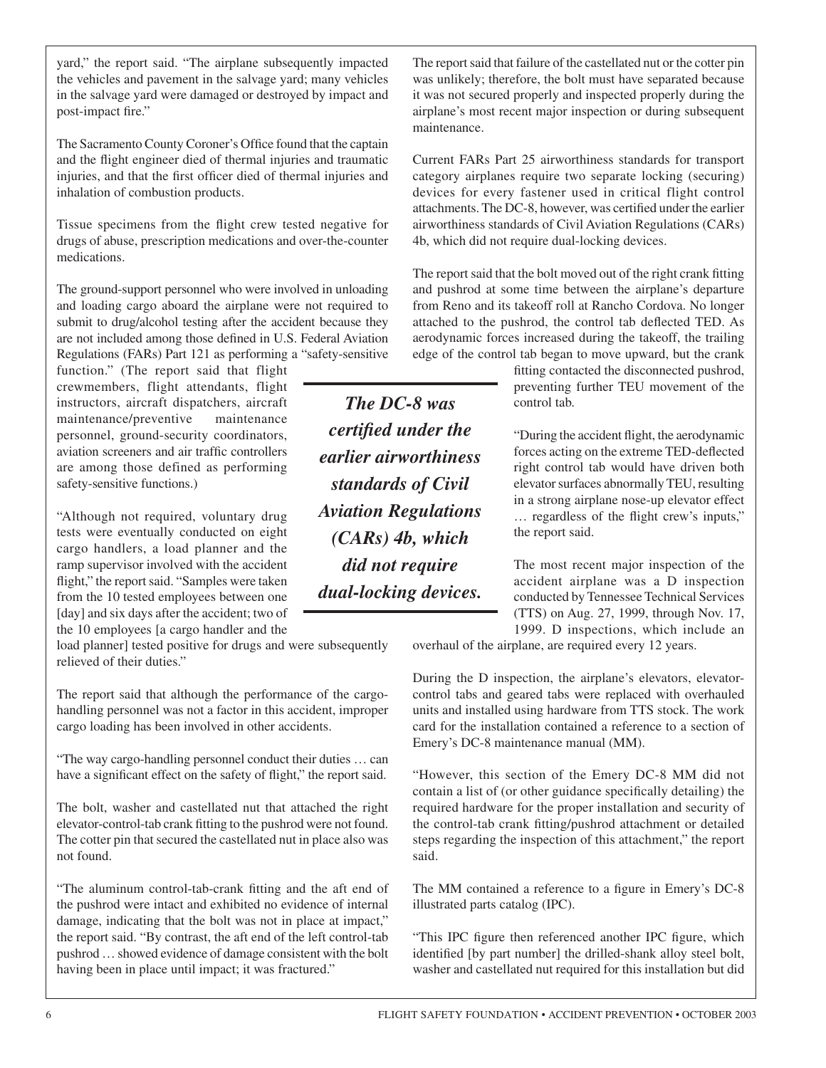yard," the report said. "The airplane subsequently impacted the vehicles and pavement in the salvage yard; many vehicles in the salvage yard were damaged or destroyed by impact and post-impact fire."

The Sacramento County Coroner's Office found that the captain and the flight engineer died of thermal injuries and traumatic injuries, and that the first officer died of thermal injuries and inhalation of combustion products.

Tissue specimens from the flight crew tested negative for drugs of abuse, prescription medications and over-the-counter medications.

The ground-support personnel who were involved in unloading and loading cargo aboard the airplane were not required to submit to drug/alcohol testing after the accident because they are not included among those defined in U.S. Federal Aviation Regulations (FARs) Part 121 as performing a "safety-sensitive function." (The report said that flight crewmembers, flight attendants, flight instructors, aircraft dispatchers, aircraft maintenance/preventive maintenance personnel, ground-security coordinators, aviation screeners and air traffic controllers are among those defined as performing safety-sensitive functions.)

"Although not required, voluntary drug tests were eventually conducted on eight cargo handlers, a load planner and the ramp supervisor involved with the accident flight," the report said. "Samples were taken from the 10 tested employees between one [day] and six days after the accident; two of the 10 employees [a cargo handler and the load planner] tested positive for drugs and were subsequently relieved of their duties."

The report said that although the performance of the cargo-handling personnel was not a factor in this accident, improper cargo loading has been involved in other accidents.

"The way cargo-handling personnel conduct their duties … can have a significant effect on the safety of flight," the report said.

The bolt, washer and castellated nut that attached the right elevator-control-tab crank fitting to the pushrod were not found. The cotter pin that secured the castellated nut in place also was not found.

"The aluminum control-tab-crank fitting and the aft end of the pushrod were intact and exhibited no evidence of internal damage, indicating that the bolt was not in place at impact," the report said. "By contrast, the aft end of the left control-tab pushrod … showed evidence of damage consistent with the bolt having been in place until impact; it was fractured."

The report said that failure of the castellated nut or the cotter pin was unlikely; therefore, the bolt must have separated because it was not secured properly and inspected properly during the airplane's most recent major inspection or during subsequent maintenance.

Current FARs Part 25 airworthiness standards for transport category airplanes require two separate locking (securing) devices for every fastener used in critical flight control attachments. The DC-8, however, was certified under the earlier airworthiness standards of Civil Aviation Regulations (CARs) 4b, which did not require dual-locking devices.

***The DC-8 was certified under the earlier airworthiness standards of Civil Aviation Regulations (CARs) 4b, which did not require dual-locking devices.***

The report said that the bolt moved out of the right crank fitting and pushrod at some time between the airplane's departure from Reno and its takeoff roll at Rancho Cordova. No longer attached to the pushrod, the control tab deflected TED. As aerodynamic forces increased during the takeoff, the trailing edge of the control tab began to move upward, but the crank fitting contacted the disconnected pushrod, preventing further TEU movement of the control tab.

"During the accident flight, the aerodynamic forces acting on the extreme TED-deflected right control tab would have driven both elevator surfaces abnormally TEU, resulting in a strong airplane nose-up elevator effect … regardless of the flight crew's inputs," the report said.

The most recent major inspection of the accident airplane was a D inspection conducted by Tennessee Technical Services (TTS) on Aug. 27, 1999, through Nov. 17, 1999. D inspections, which include an overhaul of the airplane, are required every 12 years.

During the D inspection, the airplane's elevators, elevator-control tabs and geared tabs were replaced with overhauled units and installed using hardware from TTS stock. The work card for the installation contained a reference to a section of Emery's DC-8 maintenance manual (MM).

"However, this section of the Emery DC-8 MM did not contain a list of (or other guidance specifically detailing) the required hardware for the proper installation and security of the control-tab crank fitting/pushrod attachment or detailed steps regarding the inspection of this attachment," the report said.

The MM contained a reference to a figure in Emery's DC-8 illustrated parts catalog (IPC).

"This IPC figure then referenced another IPC figure, which identified [by part number] the drilled-shank alloy steel bolt, washer and castellated nut required for this installation but did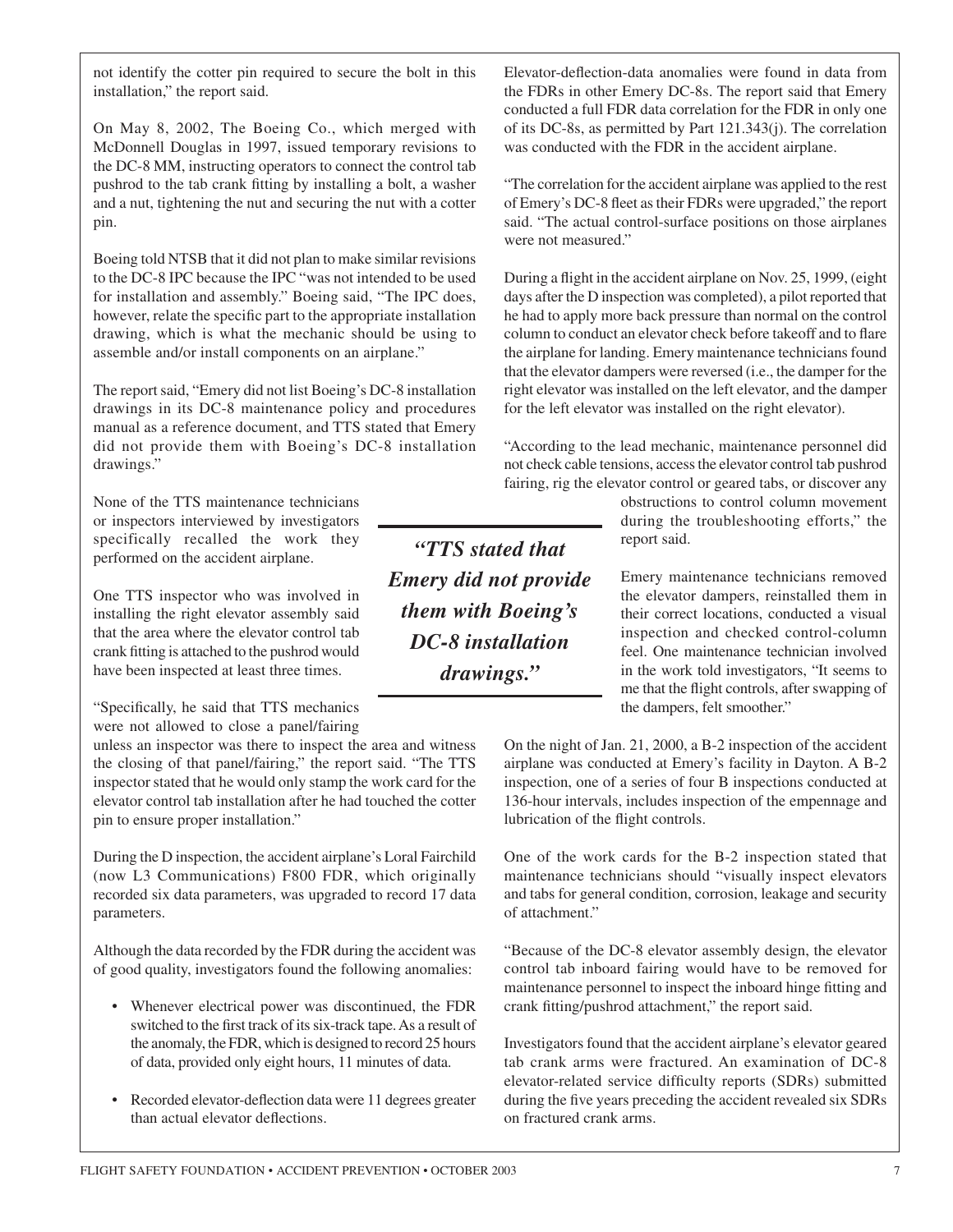not identify the cotter pin required to secure the bolt in this installation," the report said.

On May 8, 2002, The Boeing Co., which merged with McDonnell Douglas in 1997, issued temporary revisions to the DC-8 MM, instructing operators to connect the control tab pushrod to the tab crank fitting by installing a bolt, a washer and a nut, tightening the nut and securing the nut with a cotter pin.

Boeing told NTSB that it did not plan to make similar revisions to the DC-8 IPC because the IPC "was not intended to be used for installation and assembly." Boeing said, "The IPC does, however, relate the specific part to the appropriate installation drawing, which is what the mechanic should be using to assemble and/or install components on an airplane."

The report said, "Emery did not list Boeing's DC-8 installation drawings in its DC-8 maintenance policy and procedures manual as a reference document, and TTS stated that Emery did not provide them with Boeing's DC-8 installation drawings."

None of the TTS maintenance technicians or inspectors interviewed by investigators specifically recalled the work they performed on the accident airplane.

One TTS inspector who was involved in installing the right elevator assembly said that the area where the elevator control tab crank fitting is attached to the pushrod would have been inspected at least three times.

"Specifically, he said that TTS mechanics were not allowed to close a panel/fairing unless an inspector was there to inspect the area and witness the closing of that panel/fairing," the report said. "The TTS inspector stated that he would only stamp the work card for the elevator control tab installation after he had touched the cotter pin to ensure proper installation."

During the D inspection, the accident airplane's Loral Fairchild (now L3 Communications) F800 FDR, which originally recorded six data parameters, was upgraded to record 17 data parameters.

Although the data recorded by the FDR during the accident was of good quality, investigators found the following anomalies:

- Whenever electrical power was discontinued, the FDR switched to the first track of its six-track tape. As a result of the anomaly, the FDR, which is designed to record 25 hours of data, provided only eight hours, 11 minutes of data.
- Recorded elevator-deflection data were 11 degrees greater than actual elevator deflections.

Elevator-deflection-data anomalies were found in data from the FDRs in other Emery DC-8s. The report said that Emery conducted a full FDR data correlation for the FDR in only one of its DC-8s, as permitted by Part 121.343(j). The correlation was conducted with the FDR in the accident airplane.

"The correlation for the accident airplane was applied to the rest of Emery's DC-8 fleet as their FDRs were upgraded," the report said. "The actual control-surface positions on those airplanes were not measured."

During a flight in the accident airplane on Nov. 25, 1999, (eight days after the D inspection was completed), a pilot reported that he had to apply more back pressure than normal on the control column to conduct an elevator check before takeoff and to flare the airplane for landing. Emery maintenance technicians found that the elevator dampers were reversed (i.e., the damper for the right elevator was installed on the left elevator, and the damper for the left elevator was installed on the right elevator).

"According to the lead mechanic, maintenance personnel did not check cable tensions, access the elevator control tab pushrod fairing, rig the elevator control or geared tabs, or discover any obstructions to control column movement during the troubleshooting efforts," the report said.

Emery maintenance technicians removed the elevator dampers, reinstalled them in their correct locations, conducted a visual inspection and checked control-column feel. One maintenance technician involved in the work told investigators, "It seems to me that the flight controls, after swapping of the dampers, felt smoother."

On the night of Jan. 21, 2000, a B-2 inspection of the accident airplane was conducted at Emery's facility in Dayton. A B-2 inspection, one of a series of four B inspections conducted at 136-hour intervals, includes inspection of the empennage and lubrication of the flight controls.

One of the work cards for the B-2 inspection stated that maintenance technicians should "visually inspect elevators and tabs for general condition, corrosion, leakage and security of attachment."

"Because of the DC-8 elevator assembly design, the elevator control tab inboard fairing would have to be removed for maintenance personnel to inspect the inboard hinge fitting and crank fitting/pushrod attachment," the report said.

Investigators found that the accident airplane's elevator geared tab crank arms were fractured. An examination of DC-8 elevator-related service difficulty reports (SDRs) submitted during the five years preceding the accident revealed six SDRs on fractured crank arms.

***"TTS stated that Emery did not provide them with Boeing's DC-8 installation drawings."***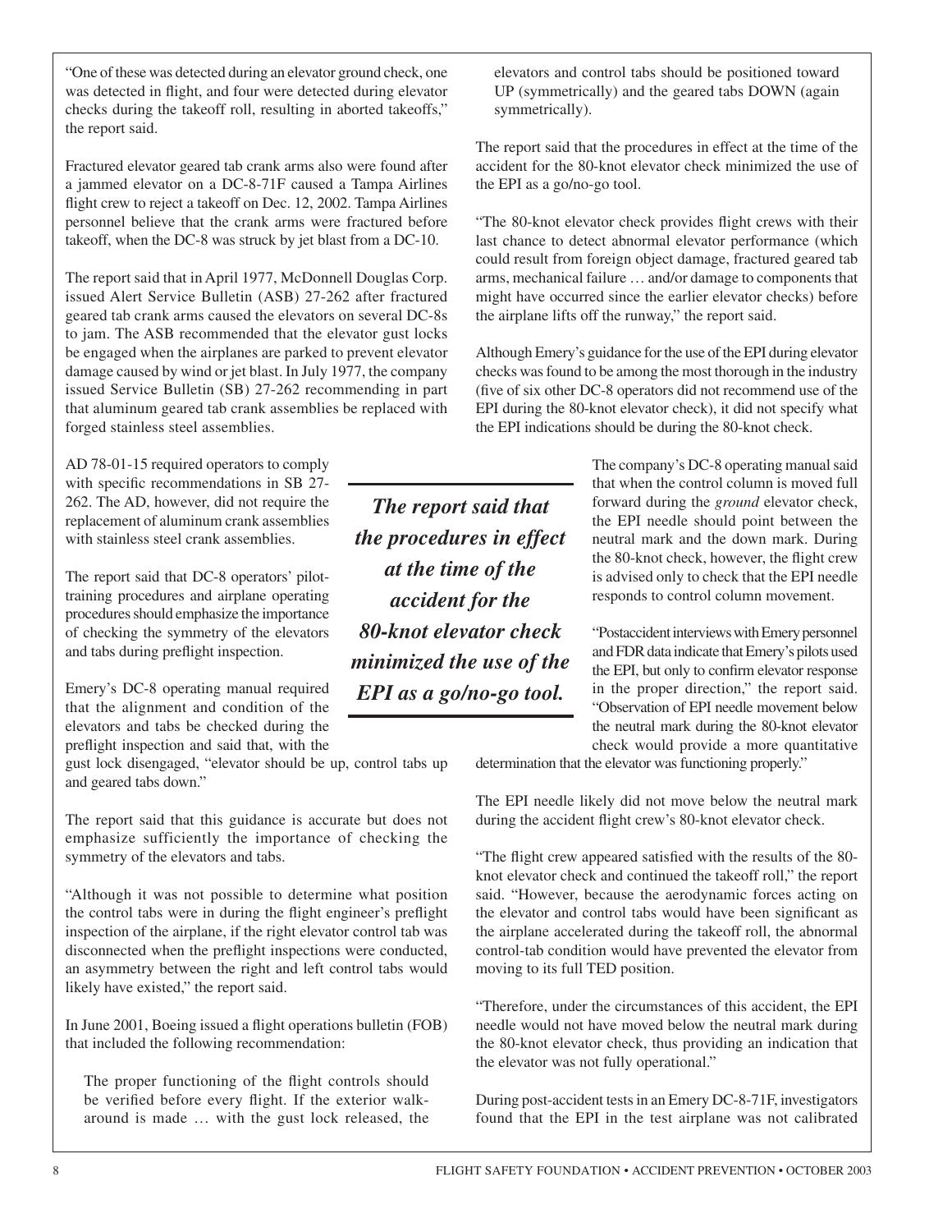"One of these was detected during an elevator ground check, one was detected in flight, and four were detected during elevator checks during the takeoff roll, resulting in aborted takeoffs," the report said.

Fractured elevator geared tab crank arms also were found after a jammed elevator on a DC-8-71F caused a Tampa Airlines flight crew to reject a takeoff on Dec. 12, 2002. Tampa Airlines personnel believe that the crank arms were fractured before takeoff, when the DC-8 was struck by jet blast from a DC-10.

The report said that in April 1977, McDonnell Douglas Corp. issued Alert Service Bulletin (ASB) 27-262 after fractured geared tab crank arms caused the elevators on several DC-8s to jam. The ASB recommended that the elevator gust locks be engaged when the airplanes are parked to prevent elevator damage caused by wind or jet blast. In July 1977, the company issued Service Bulletin (SB) 27-262 recommending in part that aluminum geared tab crank assemblies be replaced with forged stainless steel assemblies.

AD 78-01-15 required operators to comply with specific recommendations in SB 27-262. The AD, however, did not require the replacement of aluminum crank assemblies with stainless steel crank assemblies.

The report said that DC-8 operators' pilot-training procedures and airplane operating procedures should emphasize the importance of checking the symmetry of the elevators and tabs during preflight inspection.

Emery's DC-8 operating manual required that the alignment and condition of the elevators and tabs be checked during the preflight inspection and said that, with the gust lock disengaged, "elevator should be up, control tabs up and geared tabs down."

The report said that this guidance is accurate but does not emphasize sufficiently the importance of checking the symmetry of the elevators and tabs.

"Although it was not possible to determine what position the control tabs were in during the flight engineer's preflight inspection of the airplane, if the right elevator control tab was disconnected when the preflight inspections were conducted, an asymmetry between the right and left control tabs would likely have existed," the report said.

In June 2001, Boeing issued a flight operations bulletin (FOB) that included the following recommendation:

> The proper functioning of the flight controls should be verified before every flight. If the exterior walk-around is made … with the gust lock released, the elevators and control tabs should be positioned toward UP (symmetrically) and the geared tabs DOWN (again symmetrically).

The report said that the procedures in effect at the time of the accident for the 80-knot elevator check minimized the use of the EPI as a go/no-go tool.

"The 80-knot elevator check provides flight crews with their last chance to detect abnormal elevator performance (which could result from foreign object damage, fractured geared tab arms, mechanical failure … and/or damage to components that might have occurred since the earlier elevator checks) before the airplane lifts off the runway," the report said.

Although Emery's guidance for the use of the EPI during elevator checks was found to be among the most thorough in the industry (five of six other DC-8 operators did not recommend use of the EPI during the 80-knot elevator check), it did not specify what the EPI indications should be during the 80-knot check.

***The report said that the procedures in effect at the time of the accident for the 80-knot elevator check minimized the use of the EPI as a go/no-go tool.***

The company's DC-8 operating manual said that when the control column is moved full forward during the *ground* elevator check, the EPI needle should point between the neutral mark and the down mark. During the 80-knot check, however, the flight crew is advised only to check that the EPI needle responds to control column movement.

"Postaccident interviews with Emery personnel and FDR data indicate that Emery's pilots used the EPI, but only to confirm elevator response in the proper direction," the report said. "Observation of EPI needle movement below the neutral mark during the 80-knot elevator check would provide a more quantitative determination that the elevator was functioning properly."

The EPI needle likely did not move below the neutral mark during the accident flight crew's 80-knot elevator check.

"The flight crew appeared satisfied with the results of the 80-knot elevator check and continued the takeoff roll," the report said. "However, because the aerodynamic forces acting on the elevator and control tabs would have been significant as the airplane accelerated during the takeoff roll, the abnormal control-tab condition would have prevented the elevator from moving to its full TED position.

"Therefore, under the circumstances of this accident, the EPI needle would not have moved below the neutral mark during the 80-knot elevator check, thus providing an indication that the elevator was not fully operational."

During post-accident tests in an Emery DC-8-71F, investigators found that the EPI in the test airplane was not calibrated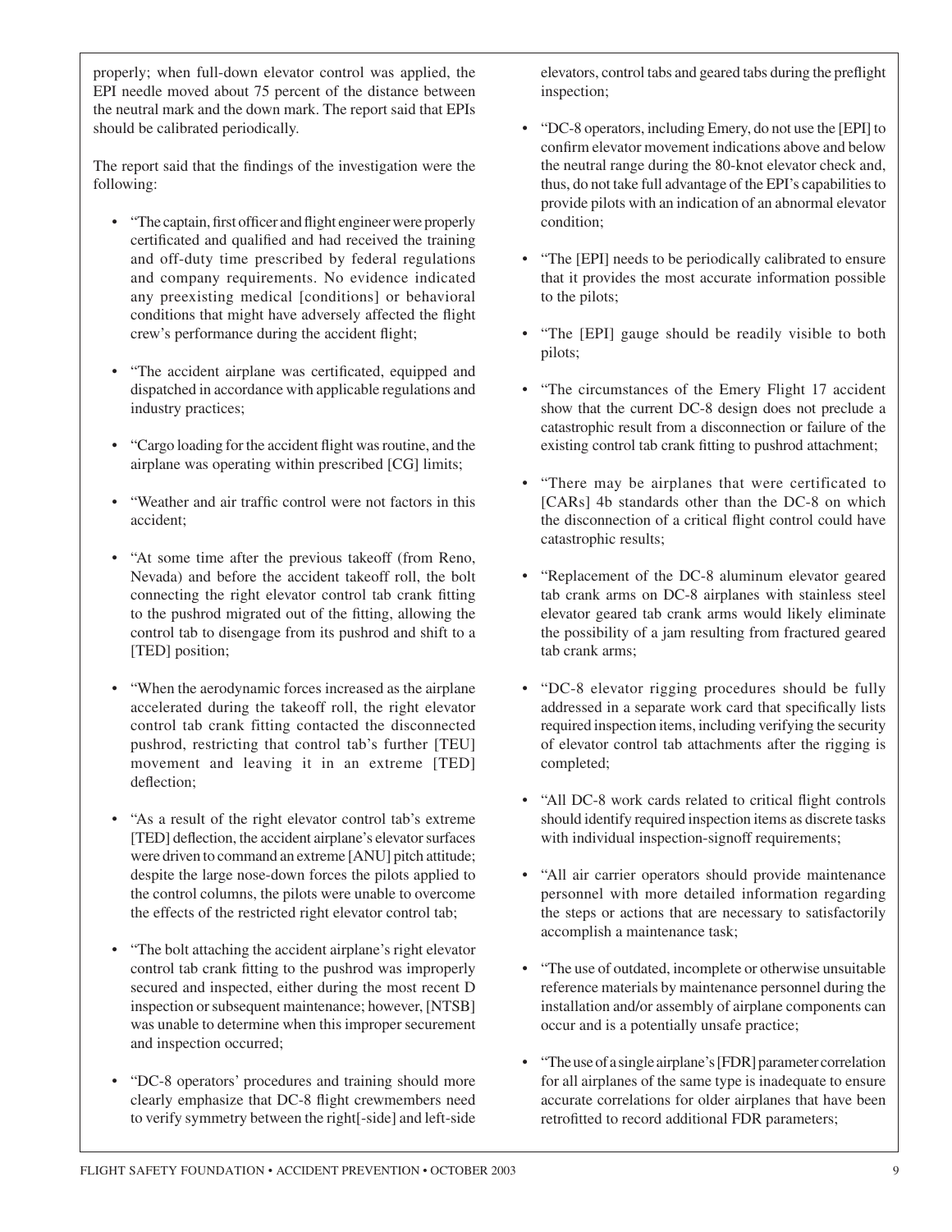properly; when full-down elevator control was applied, the EPI needle moved about 75 percent of the distance between the neutral mark and the down mark. The report said that EPIs should be calibrated periodically.

The report said that the findings of the investigation were the following:

- "The captain, first officer and flight engineer were properly certificated and qualified and had received the training and off-duty time prescribed by federal regulations and company requirements. No evidence indicated any preexisting medical [conditions] or behavioral conditions that might have adversely affected the flight crew's performance during the accident flight;
- "The accident airplane was certificated, equipped and dispatched in accordance with applicable regulations and industry practices;
- "Cargo loading for the accident flight was routine, and the airplane was operating within prescribed [CG] limits;
- "Weather and air traffic control were not factors in this accident;
- "At some time after the previous takeoff (from Reno, Nevada) and before the accident takeoff roll, the bolt connecting the right elevator control tab crank fitting to the pushrod migrated out of the fitting, allowing the control tab to disengage from its pushrod and shift to a [TED] position;
- "When the aerodynamic forces increased as the airplane accelerated during the takeoff roll, the right elevator control tab crank fitting contacted the disconnected pushrod, restricting that control tab's further [TEU] movement and leaving it in an extreme [TED] deflection;
- "As a result of the right elevator control tab's extreme [TED] deflection, the accident airplane's elevator surfaces were driven to command an extreme [ANU] pitch attitude; despite the large nose-down forces the pilots applied to the control columns, the pilots were unable to overcome the effects of the restricted right elevator control tab;
- "The bolt attaching the accident airplane's right elevator control tab crank fitting to the pushrod was improperly secured and inspected, either during the most recent D inspection or subsequent maintenance; however, [NTSB] was unable to determine when this improper securement and inspection occurred;
- "DC-8 operators' procedures and training should more clearly emphasize that DC-8 flight crewmembers need to verify symmetry between the right[-side] and left-side elevators, control tabs and geared tabs during the preflight inspection;
- "DC-8 operators, including Emery, do not use the [EPI] to confirm elevator movement indications above and below the neutral range during the 80-knot elevator check and, thus, do not take full advantage of the EPI's capabilities to provide pilots with an indication of an abnormal elevator condition;
- "The [EPI] needs to be periodically calibrated to ensure that it provides the most accurate information possible to the pilots;
- "The [EPI] gauge should be readily visible to both pilots;
- "The circumstances of the Emery Flight 17 accident show that the current DC-8 design does not preclude a catastrophic result from a disconnection or failure of the existing control tab crank fitting to pushrod attachment;
- "There may be airplanes that were certificated to [CARs] 4b standards other than the DC-8 on which the disconnection of a critical flight control could have catastrophic results;
- "Replacement of the DC-8 aluminum elevator geared tab crank arms on DC-8 airplanes with stainless steel elevator geared tab crank arms would likely eliminate the possibility of a jam resulting from fractured geared tab crank arms;
- "DC-8 elevator rigging procedures should be fully addressed in a separate work card that specifically lists required inspection items, including verifying the security of elevator control tab attachments after the rigging is completed;
- "All DC-8 work cards related to critical flight controls should identify required inspection items as discrete tasks with individual inspection-signoff requirements;
- "All air carrier operators should provide maintenance personnel with more detailed information regarding the steps or actions that are necessary to satisfactorily accomplish a maintenance task;
- "The use of outdated, incomplete or otherwise unsuitable reference materials by maintenance personnel during the installation and/or assembly of airplane components can occur and is a potentially unsafe practice;
- "The use of a single airplane's [FDR] parameter correlation for all airplanes of the same type is inadequate to ensure accurate correlations for older airplanes that have been retrofitted to record additional FDR parameters;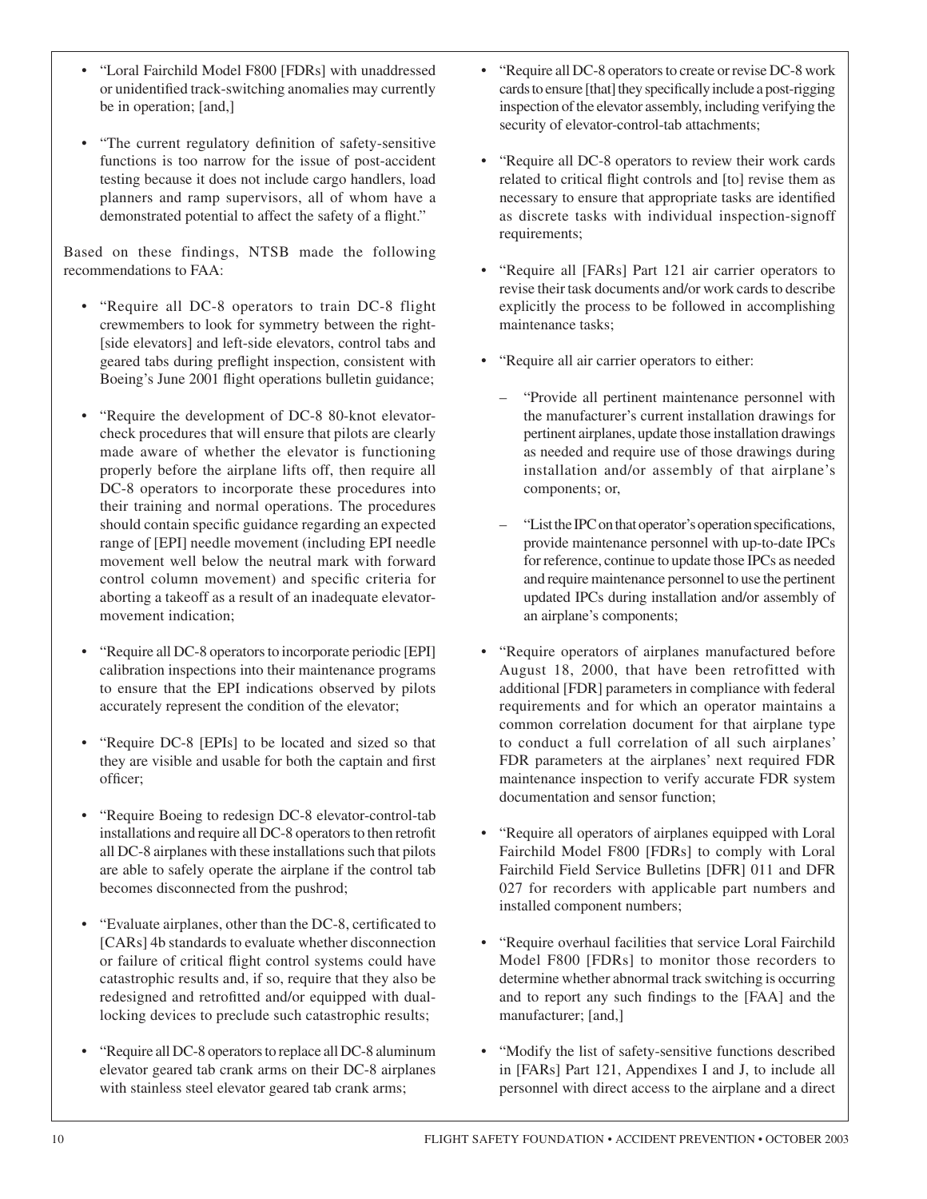- "Loral Fairchild Model F800 [FDRs] with unaddressed or unidentified track-switching anomalies may currently be in operation; [and,]

- "The current regulatory definition of safety-sensitive functions is too narrow for the issue of post-accident testing because it does not include cargo handlers, load planners and ramp supervisors, all of whom have a demonstrated potential to affect the safety of a flight."

Based on these findings, NTSB made the following recommendations to FAA:

- "Require all DC-8 operators to train DC-8 flight crewmembers to look for symmetry between the right-[side elevators] and left-side elevators, control tabs and geared tabs during preflight inspection, consistent with Boeing's June 2001 flight operations bulletin guidance;

- "Require the development of DC-8 80-knot elevator-check procedures that will ensure that pilots are clearly made aware of whether the elevator is functioning properly before the airplane lifts off, then require all DC-8 operators to incorporate these procedures into their training and normal operations. The procedures should contain specific guidance regarding an expected range of [EPI] needle movement (including EPI needle movement well below the neutral mark with forward control column movement) and specific criteria for aborting a takeoff as a result of an inadequate elevator-movement indication;

- "Require all DC-8 operators to incorporate periodic [EPI] calibration inspections into their maintenance programs to ensure that the EPI indications observed by pilots accurately represent the condition of the elevator;

- "Require DC-8 [EPIs] to be located and sized so that they are visible and usable for both the captain and first officer;

- "Require Boeing to redesign DC-8 elevator-control-tab installations and require all DC-8 operators to then retrofit all DC-8 airplanes with these installations such that pilots are able to safely operate the airplane if the control tab becomes disconnected from the pushrod;

- "Evaluate airplanes, other than the DC-8, certificated to [CARs] 4b standards to evaluate whether disconnection or failure of critical flight control systems could have catastrophic results and, if so, require that they also be redesigned and retrofitted and/or equipped with dual-locking devices to preclude such catastrophic results;

- "Require all DC-8 operators to replace all DC-8 aluminum elevator geared tab crank arms on their DC-8 airplanes with stainless steel elevator geared tab crank arms;

- "Require all DC-8 operators to create or revise DC-8 work cards to ensure [that] they specifically include a post-rigging inspection of the elevator assembly, including verifying the security of elevator-control-tab attachments;

- "Require all DC-8 operators to review their work cards related to critical flight controls and [to] revise them as necessary to ensure that appropriate tasks are identified as discrete tasks with individual inspection-signoff requirements;

- "Require all [FARs] Part 121 air carrier operators to revise their task documents and/or work cards to describe explicitly the process to be followed in accomplishing maintenance tasks;

- "Require all air carrier operators to either:

  - "Provide all pertinent maintenance personnel with the manufacturer's current installation drawings for pertinent airplanes, update those installation drawings as needed and require use of those drawings during installation and/or assembly of that airplane's components; or,

  - "List the IPC on that operator's operation specifications, provide maintenance personnel with up-to-date IPCs for reference, continue to update those IPCs as needed and require maintenance personnel to use the pertinent updated IPCs during installation and/or assembly of an airplane's components;

- "Require operators of airplanes manufactured before August 18, 2000, that have been retrofitted with additional [FDR] parameters in compliance with federal requirements and for which an operator maintains a common correlation document for that airplane type to conduct a full correlation of all such airplanes' FDR parameters at the airplanes' next required FDR maintenance inspection to verify accurate FDR system documentation and sensor function;

- "Require all operators of airplanes equipped with Loral Fairchild Model F800 [FDRs] to comply with Loral Fairchild Field Service Bulletins [DFR] 011 and DFR 027 for recorders with applicable part numbers and installed component numbers;

- "Require overhaul facilities that service Loral Fairchild Model F800 [FDRs] to monitor those recorders to determine whether abnormal track switching is occurring and to report any such findings to the [FAA] and the manufacturer; [and,]

- "Modify the list of safety-sensitive functions described in [FARs] Part 121, Appendixes I and J, to include all personnel with direct access to the airplane and a direct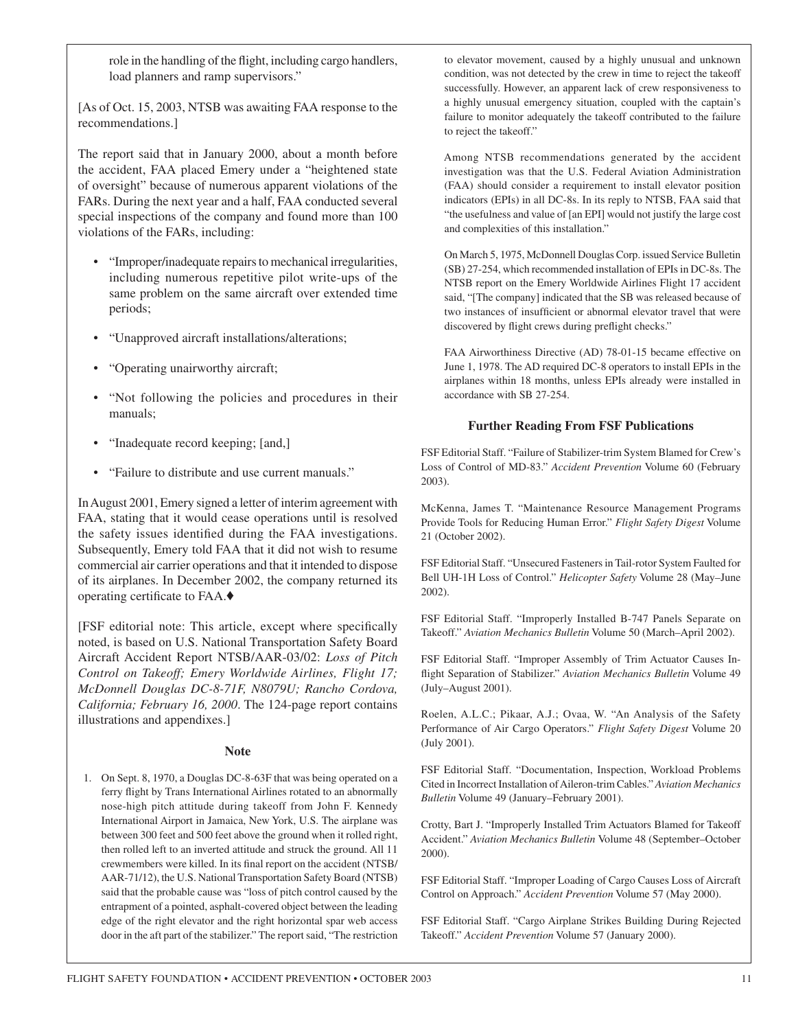role in the handling of the flight, including cargo handlers, load planners and ramp supervisors."

[As of Oct. 15, 2003, NTSB was awaiting FAA response to the recommendations.]

The report said that in January 2000, about a month before the accident, FAA placed Emery under a "heightened state of oversight" because of numerous apparent violations of the FARs. During the next year and a half, FAA conducted several special inspections of the company and found more than 100 violations of the FARs, including:

- "Improper/inadequate repairs to mechanical irregularities, including numerous repetitive pilot write-ups of the same problem on the same aircraft over extended time periods;
- "Unapproved aircraft installations/alterations;
- "Operating unairworthy aircraft;
- "Not following the policies and procedures in their manuals;
- "Inadequate record keeping; [and,]
- "Failure to distribute and use current manuals."

In August 2001, Emery signed a letter of interim agreement with FAA, stating that it would cease operations until is resolved the safety issues identified during the FAA investigations. Subsequently, Emery told FAA that it did not wish to resume commercial air carrier operations and that it intended to dispose of its airplanes. In December 2002, the company returned its operating certificate to FAA.♦

[FSF editorial note: This article, except where specifically noted, is based on U.S. National Transportation Safety Board Aircraft Accident Report NTSB/AAR-03/02: *Loss of Pitch Control on Takeoff; Emery Worldwide Airlines, Flight 17; McDonnell Douglas DC-8-71F, N8079U; Rancho Cordova, California; February 16, 2000*. The 124-page report contains illustrations and appendixes.]

## Note

1. On Sept. 8, 1970, a Douglas DC-8-63F that was being operated on a ferry flight by Trans International Airlines rotated to an abnormally nose-high pitch attitude during takeoff from John F. Kennedy International Airport in Jamaica, New York, U.S. The airplane was between 300 feet and 500 feet above the ground when it rolled right, then rolled left to an inverted attitude and struck the ground. All 11 crewmembers were killed. In its final report on the accident (NTSB/AAR-71/12), the U.S. National Transportation Safety Board (NTSB) said that the probable cause was "loss of pitch control caused by the entrapment of a pointed, asphalt-covered object between the leading edge of the right elevator and the right horizontal spar web access door in the aft part of the stabilizer." The report said, "The restriction to elevator movement, caused by a highly unusual and unknown condition, was not detected by the crew in time to reject the takeoff successfully. However, an apparent lack of crew responsiveness to a highly unusual emergency situation, coupled with the captain's failure to monitor adequately the takeoff contributed to the failure to reject the takeoff."

   Among NTSB recommendations generated by the accident investigation was that the U.S. Federal Aviation Administration (FAA) should consider a requirement to install elevator position indicators (EPIs) in all DC-8s. In its reply to NTSB, FAA said that "the usefulness and value of [an EPI] would not justify the large cost and complexities of this installation."

   On March 5, 1975, McDonnell Douglas Corp. issued Service Bulletin (SB) 27-254, which recommended installation of EPIs in DC-8s. The NTSB report on the Emery Worldwide Airlines Flight 17 accident said, "[The company] indicated that the SB was released because of two instances of insufficient or abnormal elevator travel that were discovered by flight crews during preflight checks."

   FAA Airworthiness Directive (AD) 78-01-15 became effective on June 1, 1978. The AD required DC-8 operators to install EPIs in the airplanes within 18 months, unless EPIs already were installed in accordance with SB 27-254.

## Further Reading From FSF Publications

FSF Editorial Staff. "Failure of Stabilizer-trim System Blamed for Crew's Loss of Control of MD-83." *Accident Prevention* Volume 60 (February 2003).

McKenna, James T. "Maintenance Resource Management Programs Provide Tools for Reducing Human Error." *Flight Safety Digest* Volume 21 (October 2002).

FSF Editorial Staff. "Unsecured Fasteners in Tail-rotor System Faulted for Bell UH-1H Loss of Control." *Helicopter Safety* Volume 28 (May–June 2002).

FSF Editorial Staff. "Improperly Installed B-747 Panels Separate on Takeoff." *Aviation Mechanics Bulletin* Volume 50 (March–April 2002).

FSF Editorial Staff. "Improper Assembly of Trim Actuator Causes In-flight Separation of Stabilizer." *Aviation Mechanics Bulletin* Volume 49 (July–August 2001).

Roelen, A.L.C.; Pikaar, A.J.; Ovaa, W. "An Analysis of the Safety Performance of Air Cargo Operators." *Flight Safety Digest* Volume 20 (July 2001).

FSF Editorial Staff. "Documentation, Inspection, Workload Problems Cited in Incorrect Installation of Aileron-trim Cables." *Aviation Mechanics Bulletin* Volume 49 (January–February 2001).

Crotty, Bart J. "Improperly Installed Trim Actuators Blamed for Takeoff Accident." *Aviation Mechanics Bulletin* Volume 48 (September–October 2000).

FSF Editorial Staff. "Improper Loading of Cargo Causes Loss of Aircraft Control on Approach." *Accident Prevention* Volume 57 (May 2000).

FSF Editorial Staff. "Cargo Airplane Strikes Building During Rejected Takeoff." *Accident Prevention* Volume 57 (January 2000).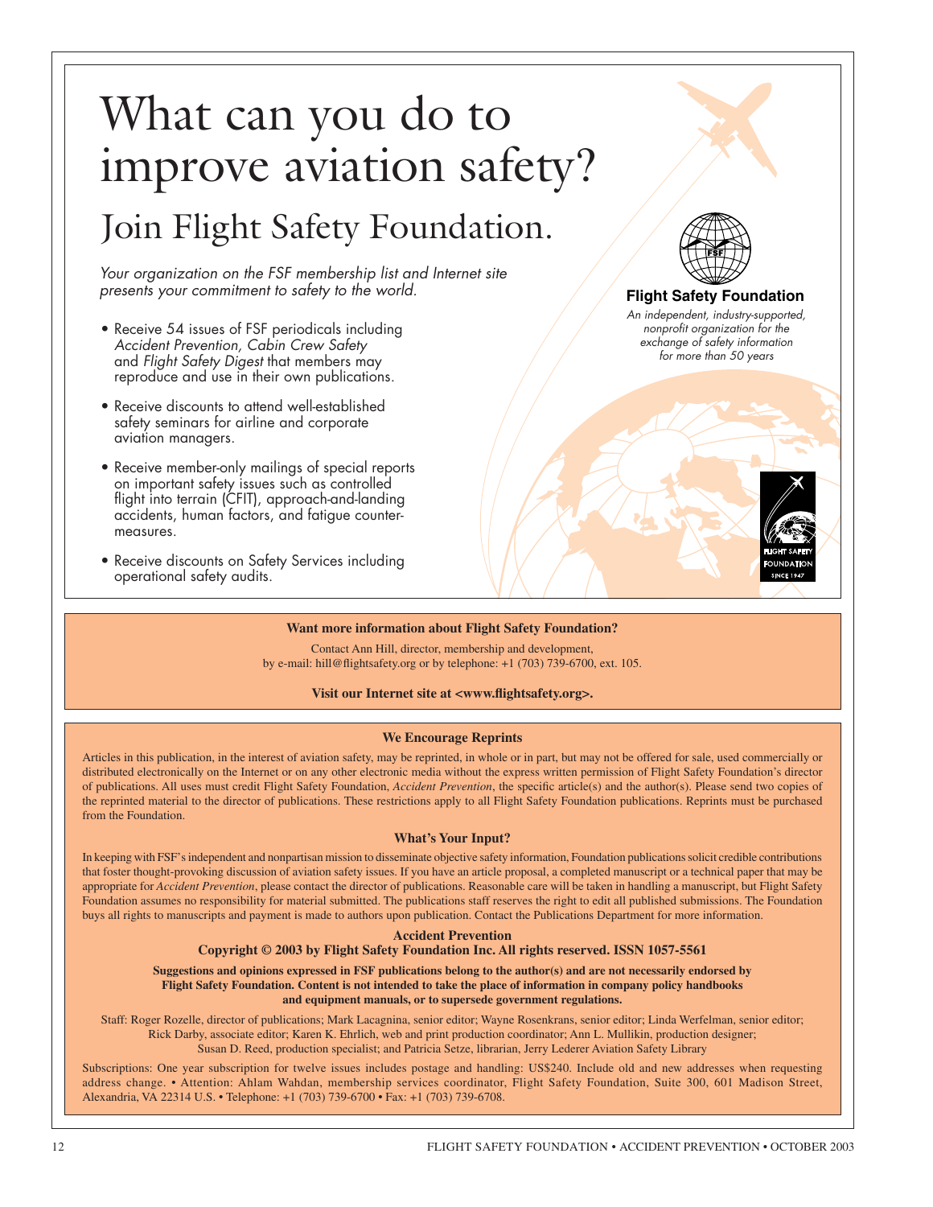# What can you do to improve aviation safety?

## Join Flight Safety Foundation.

*Your organization on the FSF membership list and Internet site presents your commitment to safety to the world.*

- Receive 54 issues of FSF periodicals including *Accident Prevention, Cabin Crew Safety* and *Flight Safety Digest* that members may reproduce and use in their own publications.
- Receive discounts to attend well-established safety seminars for airline and corporate aviation managers.
- Receive member-only mailings of special reports on important safety issues such as controlled flight into terrain (CFIT), approach-and-landing accidents, human factors, and fatigue countermeasures.
- Receive discounts on Safety Services including operational safety audits.

**Flight Safety Foundation**

*An independent, industry-supported, nonprofit organization for the exchange of safety information for more than 50 years*

FLIGHT SAFETY FOUNDATION SINCE 1947

**Want more information about Flight Safety Foundation?**

Contact Ann Hill, director, membership and development, by e-mail: hill@flightsafety.org or by telephone: +1 (703) 739-6700, ext. 105.

**Visit our Internet site at <www.flightsafety.org>.**

**We Encourage Reprints**

Articles in this publication, in the interest of aviation safety, may be reprinted, in whole or in part, but may not be offered for sale, used commercially or distributed electronically on the Internet or on any other electronic media without the express written permission of Flight Safety Foundation's director of publications. All uses must credit Flight Safety Foundation, *Accident Prevention*, the specific article(s) and the author(s). Please send two copies of the reprinted material to the director of publications. These restrictions apply to all Flight Safety Foundation publications. Reprints must be purchased from the Foundation.

**What's Your Input?**

In keeping with FSF's independent and nonpartisan mission to disseminate objective safety information, Foundation publications solicit credible contributions that foster thought-provoking discussion of aviation safety issues. If you have an article proposal, a completed manuscript or a technical paper that may be appropriate for *Accident Prevention*, please contact the director of publications. Reasonable care will be taken in handling a manuscript, but Flight Safety Foundation assumes no responsibility for material submitted. The publications staff reserves the right to edit all published submissions. The Foundation buys all rights to manuscripts and payment is made to authors upon publication. Contact the Publications Department for more information.

**Accident Prevention**
**Copyright © 2003 by Flight Safety Foundation Inc. All rights reserved. ISSN 1057-5561**

**Suggestions and opinions expressed in FSF publications belong to the author(s) and are not necessarily endorsed by Flight Safety Foundation. Content is not intended to take the place of information in company policy handbooks and equipment manuals, or to supersede government regulations.**

Staff: Roger Rozelle, director of publications; Mark Lacagnina, senior editor; Wayne Rosenkrans, senior editor; Linda Werfelman, senior editor; Rick Darby, associate editor; Karen K. Ehrlich, web and print production coordinator; Ann L. Mullikin, production designer; Susan D. Reed, production specialist; and Patricia Setze, librarian, Jerry Lederer Aviation Safety Library

Subscriptions: One year subscription for twelve issues includes postage and handling: US$240. Include old and new addresses when requesting address change. • Attention: Ahlam Wahdan, membership services coordinator, Flight Safety Foundation, Suite 300, 601 Madison Street, Alexandria, VA 22314 U.S. • Telephone: +1 (703) 739-6700 • Fax: +1 (703) 739-6708.